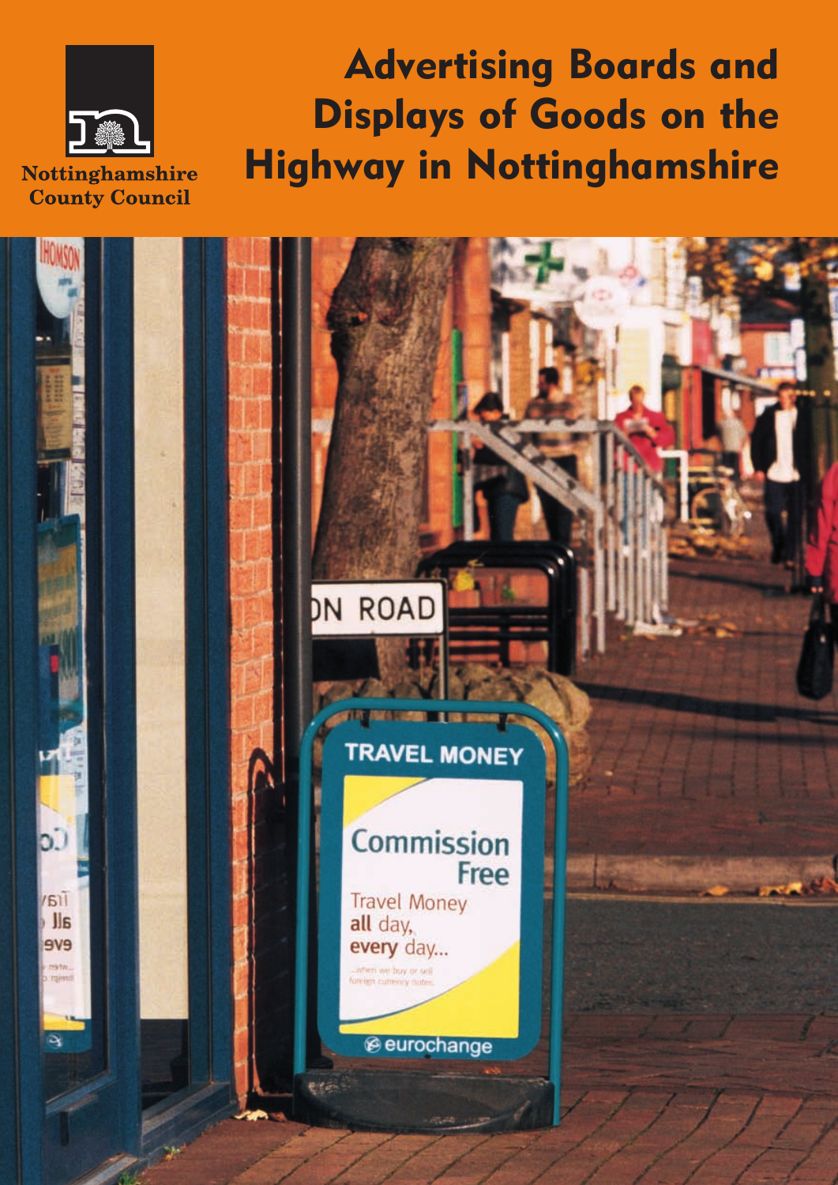Nottinghamshire County Council

# Advertising Boards and Displays of Goods on the Highway in Nottinghamshire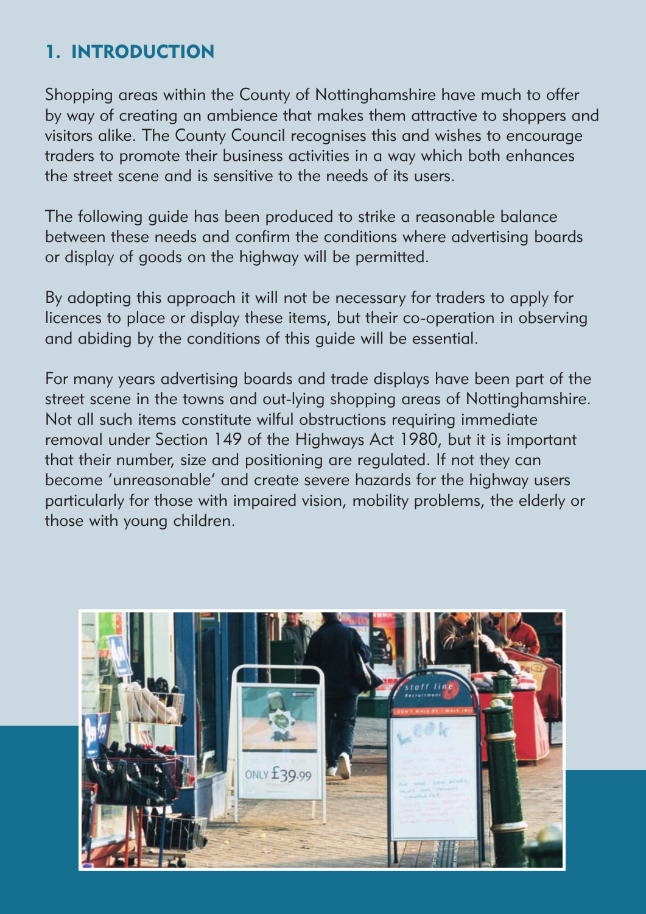## 1. INTRODUCTION

Shopping areas within the County of Nottinghamshire have much to offer by way of creating an ambience that makes them attractive to shoppers and visitors alike. The County Council recognises this and wishes to encourage traders to promote their business activities in a way which both enhances the street scene and is sensitive to the needs of its users.

The following guide has been produced to strike a reasonable balance between these needs and confirm the conditions where advertising boards or display of goods on the highway will be permitted.

By adopting this approach it will not be necessary for traders to apply for licences to place or display these items, but their co-operation in observing and abiding by the conditions of this guide will be essential.

For many years advertising boards and trade displays have been part of the street scene in the towns and out-lying shopping areas of Nottinghamshire. Not all such items constitute wilful obstructions requiring immediate removal under Section 149 of the Highways Act 1980, but it is important that their number, size and positioning are regulated. If not they can become 'unreasonable' and create severe hazards for the highway users particularly for those with impaired vision, mobility problems, the elderly or those with young children.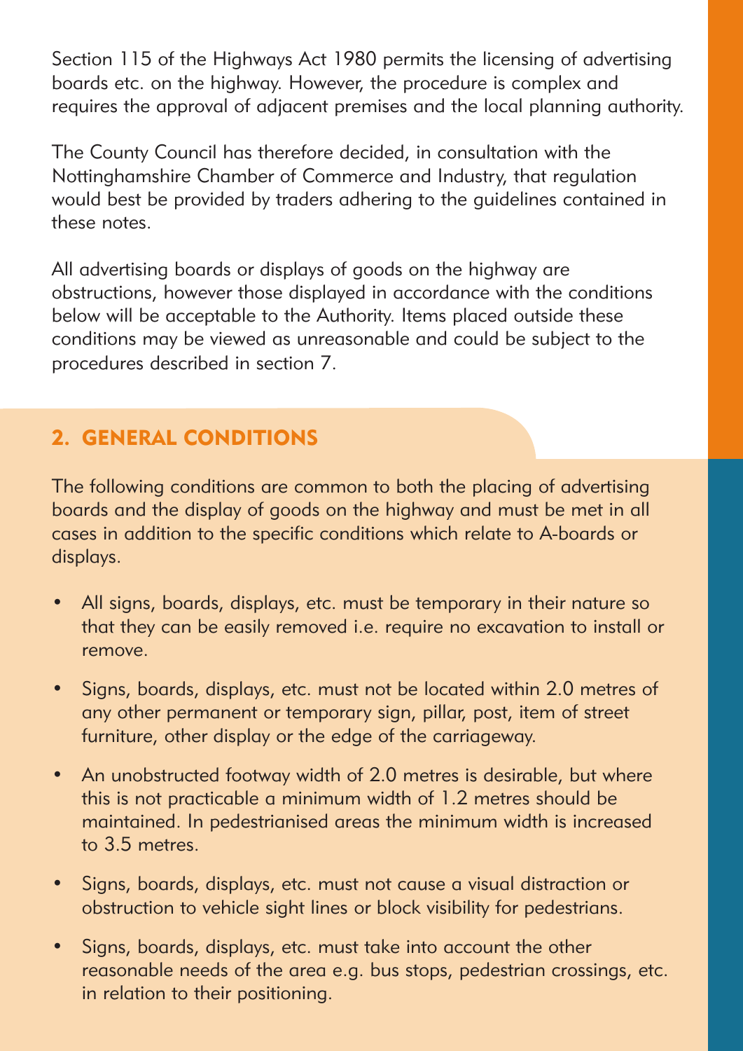Section 115 of the Highways Act 1980 permits the licensing of advertising boards etc. on the highway. However, the procedure is complex and requires the approval of adjacent premises and the local planning authority.

The County Council has therefore decided, in consultation with the Nottinghamshire Chamber of Commerce and Industry, that regulation would best be provided by traders adhering to the guidelines contained in these notes.

All advertising boards or displays of goods on the highway are obstructions, however those displayed in accordance with the conditions below will be acceptable to the Authority. Items placed outside these conditions may be viewed as unreasonable and could be subject to the procedures described in section 7.

## 2. GENERAL CONDITIONS

The following conditions are common to both the placing of advertising boards and the display of goods on the highway and must be met in all cases in addition to the specific conditions which relate to A-boards or displays.

- All signs, boards, displays, etc. must be temporary in their nature so that they can be easily removed i.e. require no excavation to install or remove.
- Signs, boards, displays, etc. must not be located within 2.0 metres of any other permanent or temporary sign, pillar, post, item of street furniture, other display or the edge of the carriageway.
- An unobstructed footway width of 2.0 metres is desirable, but where this is not practicable a minimum width of 1.2 metres should be maintained. In pedestrianised areas the minimum width is increased to 3.5 metres.
- Signs, boards, displays, etc. must not cause a visual distraction or obstruction to vehicle sight lines or block visibility for pedestrians.
- Signs, boards, displays, etc. must take into account the other reasonable needs of the area e.g. bus stops, pedestrian crossings, etc. in relation to their positioning.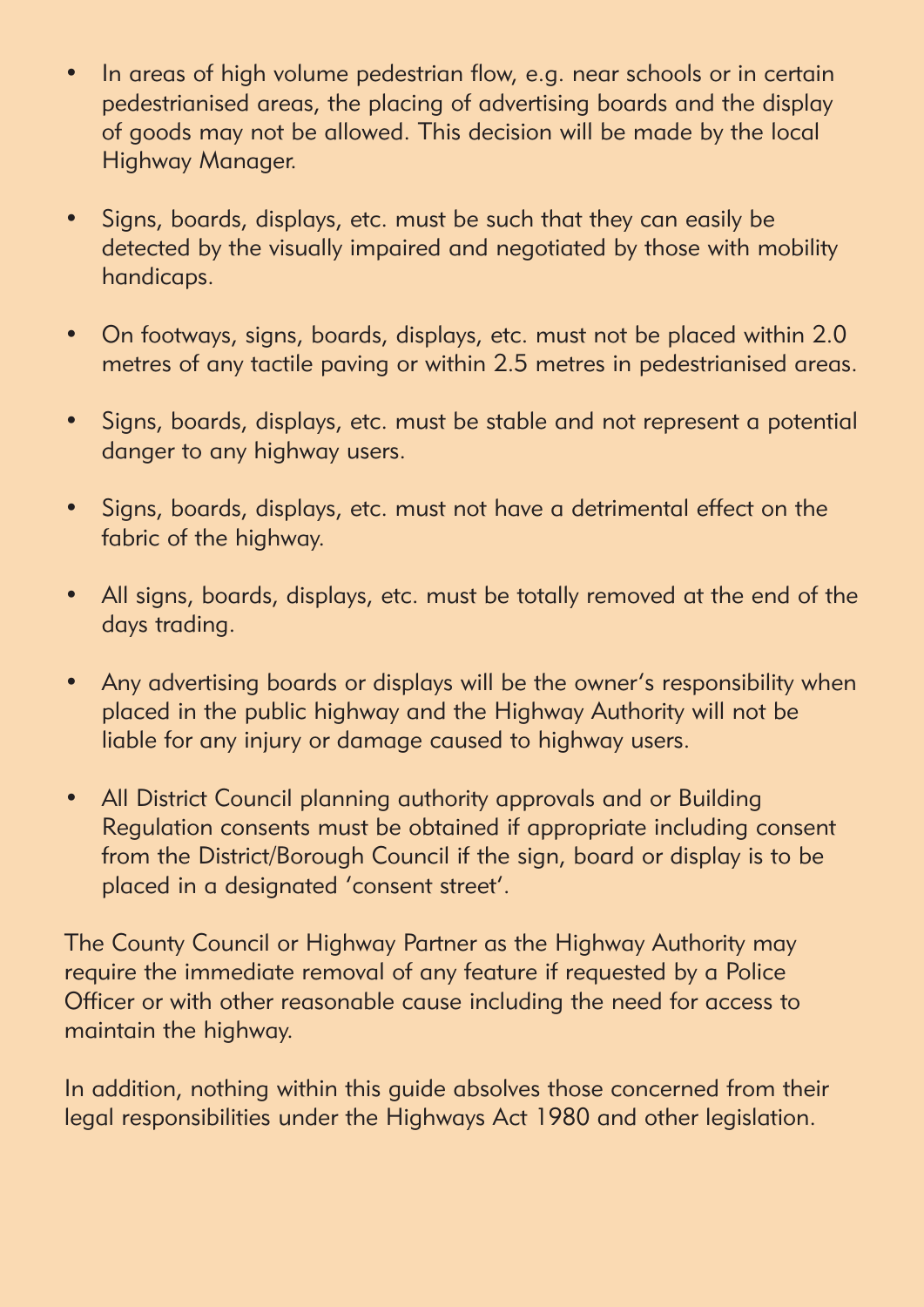- In areas of high volume pedestrian flow, e.g. near schools or in certain pedestrianised areas, the placing of advertising boards and the display of goods may not be allowed. This decision will be made by the local Highway Manager.

- Signs, boards, displays, etc. must be such that they can easily be detected by the visually impaired and negotiated by those with mobility handicaps.

- On footways, signs, boards, displays, etc. must not be placed within 2.0 metres of any tactile paving or within 2.5 metres in pedestrianised areas.

- Signs, boards, displays, etc. must be stable and not represent a potential danger to any highway users.

- Signs, boards, displays, etc. must not have a detrimental effect on the fabric of the highway.

- All signs, boards, displays, etc. must be totally removed at the end of the days trading.

- Any advertising boards or displays will be the owner's responsibility when placed in the public highway and the Highway Authority will not be liable for any injury or damage caused to highway users.

- All District Council planning authority approvals and or Building Regulation consents must be obtained if appropriate including consent from the District/Borough Council if the sign, board or display is to be placed in a designated 'consent street'.

The County Council or Highway Partner as the Highway Authority may require the immediate removal of any feature if requested by a Police Officer or with other reasonable cause including the need for access to maintain the highway.

In addition, nothing within this guide absolves those concerned from their legal responsibilities under the Highways Act 1980 and other legislation.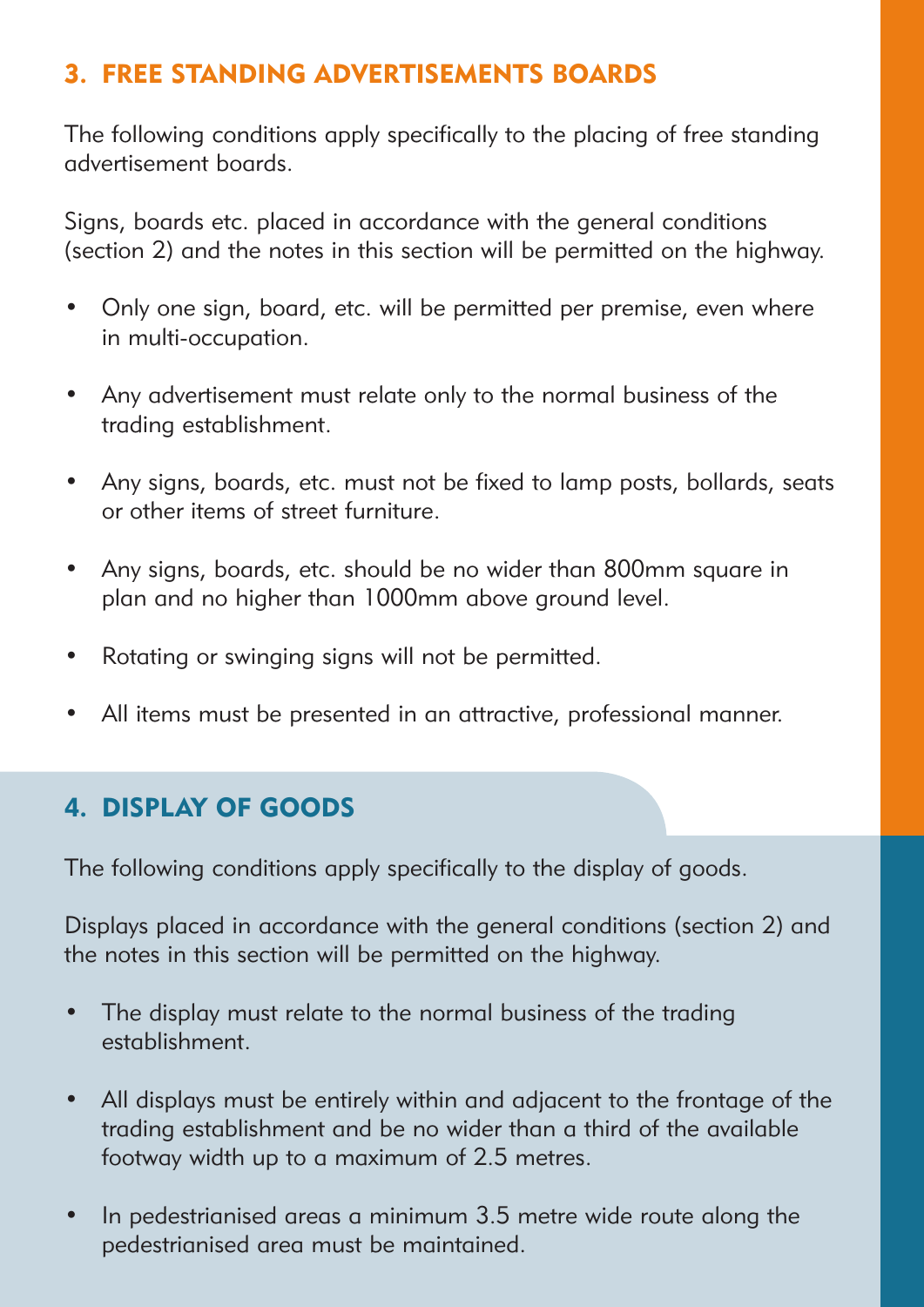## 3. FREE STANDING ADVERTISEMENTS BOARDS

The following conditions apply specifically to the placing of free standing advertisement boards.

Signs, boards etc. placed in accordance with the general conditions (section 2) and the notes in this section will be permitted on the highway.

- Only one sign, board, etc. will be permitted per premise, even where in multi-occupation.
- Any advertisement must relate only to the normal business of the trading establishment.
- Any signs, boards, etc. must not be fixed to lamp posts, bollards, seats or other items of street furniture.
- Any signs, boards, etc. should be no wider than 800mm square in plan and no higher than 1000mm above ground level.
- Rotating or swinging signs will not be permitted.
- All items must be presented in an attractive, professional manner.

## 4. DISPLAY OF GOODS

The following conditions apply specifically to the display of goods.

Displays placed in accordance with the general conditions (section 2) and the notes in this section will be permitted on the highway.

- The display must relate to the normal business of the trading establishment.
- All displays must be entirely within and adjacent to the frontage of the trading establishment and be no wider than a third of the available footway width up to a maximum of 2.5 metres.
- In pedestrianised areas a minimum 3.5 metre wide route along the pedestrianised area must be maintained.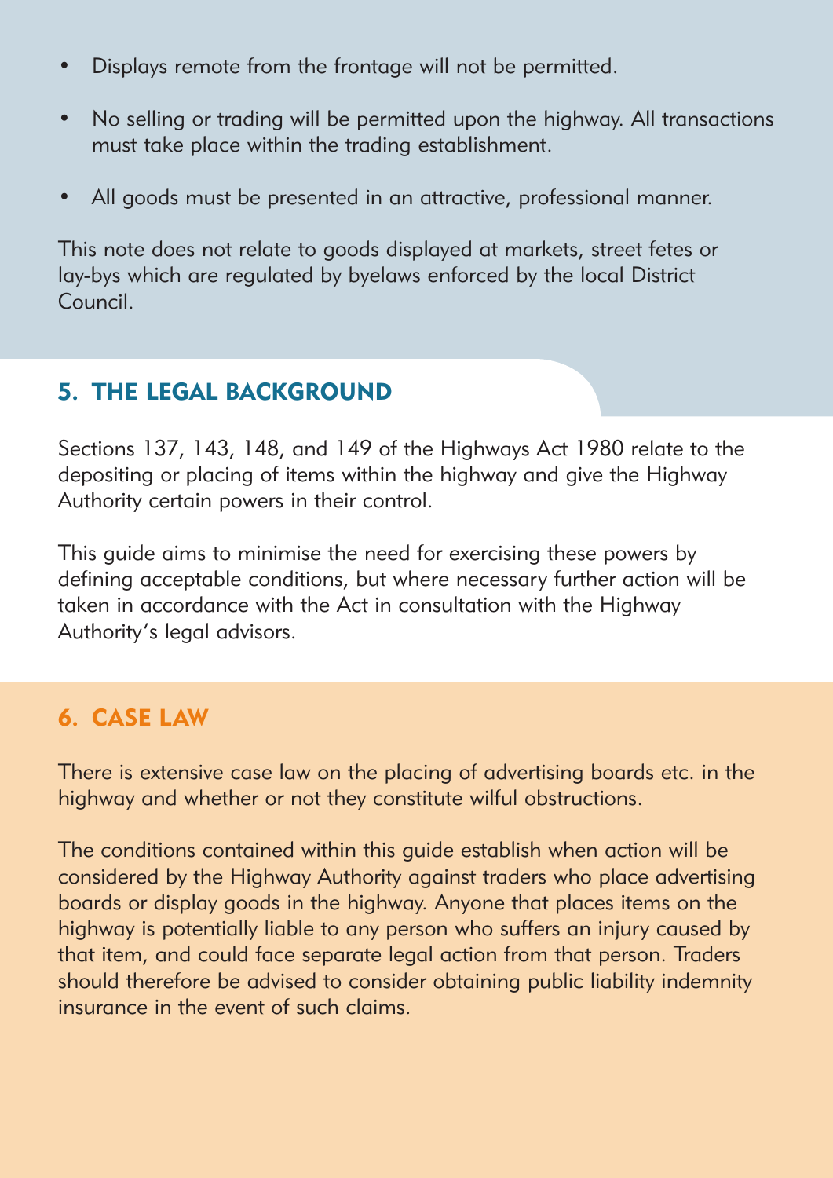- Displays remote from the frontage will not be permitted.
- No selling or trading will be permitted upon the highway. All transactions must take place within the trading establishment.
- All goods must be presented in an attractive, professional manner.

This note does not relate to goods displayed at markets, street fetes or lay-bys which are regulated by byelaws enforced by the local District Council.

## 5. THE LEGAL BACKGROUND

Sections 137, 143, 148, and 149 of the Highways Act 1980 relate to the depositing or placing of items within the highway and give the Highway Authority certain powers in their control.

This guide aims to minimise the need for exercising these powers by defining acceptable conditions, but where necessary further action will be taken in accordance with the Act in consultation with the Highway Authority's legal advisors.

## 6. CASE LAW

There is extensive case law on the placing of advertising boards etc. in the highway and whether or not they constitute wilful obstructions.

The conditions contained within this guide establish when action will be considered by the Highway Authority against traders who place advertising boards or display goods in the highway. Anyone that places items on the highway is potentially liable to any person who suffers an injury caused by that item, and could face separate legal action from that person. Traders should therefore be advised to consider obtaining public liability indemnity insurance in the event of such claims.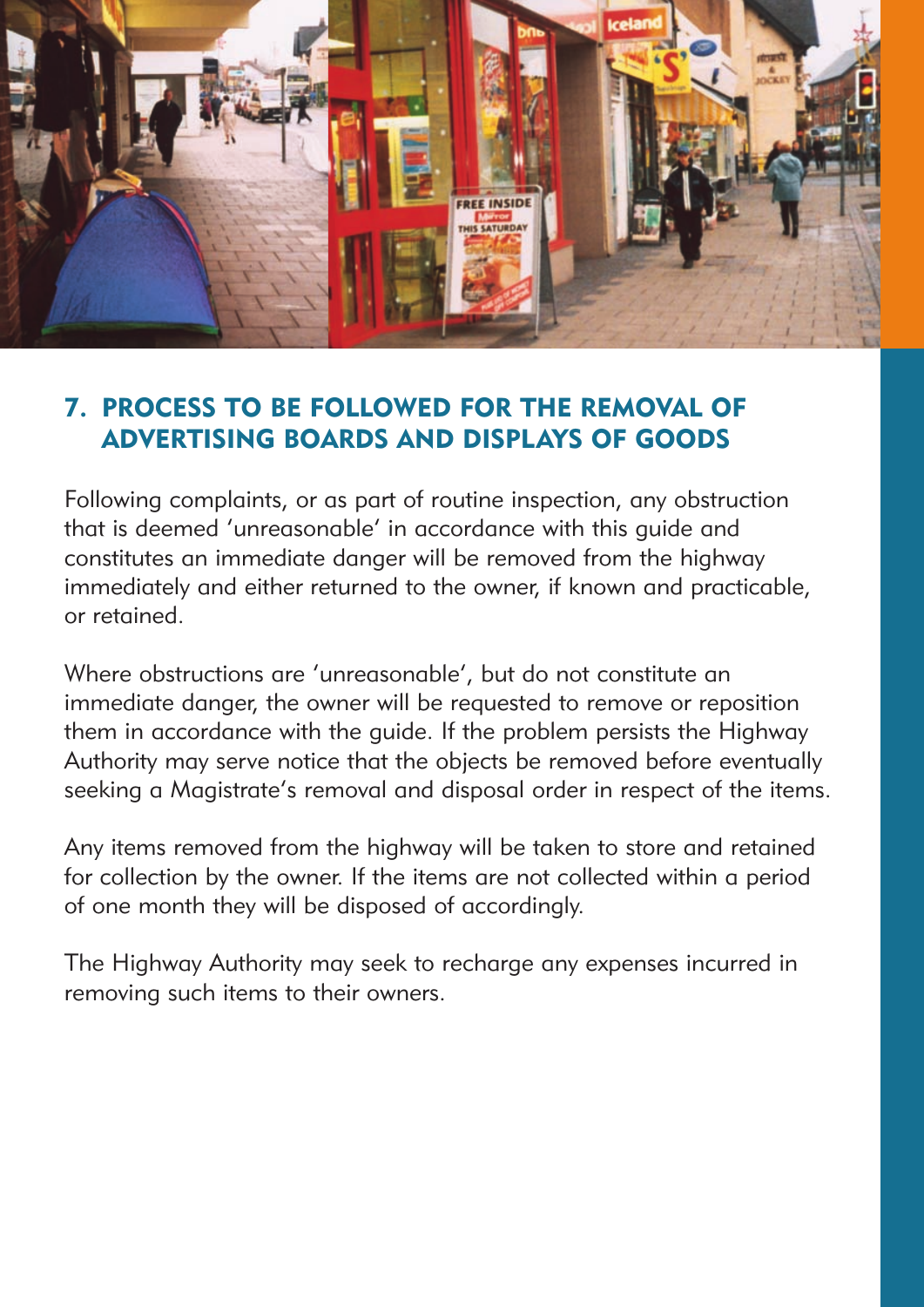## 7. PROCESS TO BE FOLLOWED FOR THE REMOVAL OF ADVERTISING BOARDS AND DISPLAYS OF GOODS

Following complaints, or as part of routine inspection, any obstruction that is deemed 'unreasonable' in accordance with this guide and constitutes an immediate danger will be removed from the highway immediately and either returned to the owner, if known and practicable, or retained.

Where obstructions are 'unreasonable', but do not constitute an immediate danger, the owner will be requested to remove or reposition them in accordance with the guide. If the problem persists the Highway Authority may serve notice that the objects be removed before eventually seeking a Magistrate's removal and disposal order in respect of the items.

Any items removed from the highway will be taken to store and retained for collection by the owner. If the items are not collected within a period of one month they will be disposed of accordingly.

The Highway Authority may seek to recharge any expenses incurred in removing such items to their owners.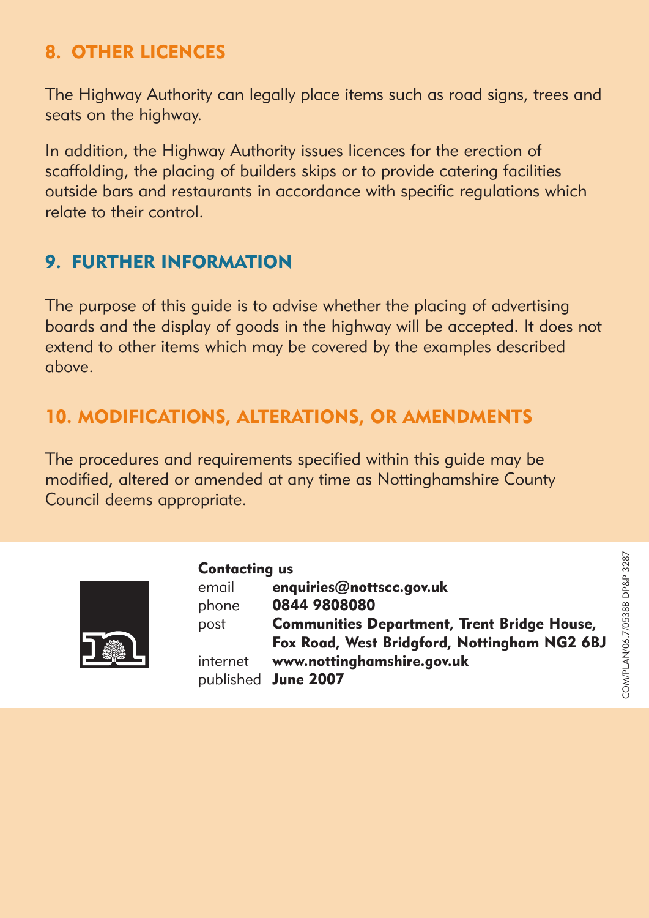## 8. OTHER LICENCES

The Highway Authority can legally place items such as road signs, trees and seats on the highway.

In addition, the Highway Authority issues licences for the erection of scaffolding, the placing of builders skips or to provide catering facilities outside bars and restaurants in accordance with specific regulations which relate to their control.

## 9. FURTHER INFORMATION

The purpose of this guide is to advise whether the placing of advertising boards and the display of goods in the highway will be accepted. It does not extend to other items which may be covered by the examples described above.

## 10. MODIFICATIONS, ALTERATIONS, OR AMENDMENTS

The procedures and requirements specified within this guide may be modified, altered or amended at any time as Nottinghamshire County Council deems appropriate.

**Contacting us**

| | |
|---|---|
| email | **enquiries@nottscc.gov.uk** |
| phone | **0844 9808080** |
| post | **Communities Department, Trent Bridge House, Fox Road, West Bridgford, Nottingham NG2 6BJ** |
| internet | **www.nottinghamshire.gov.uk** |
| published | **June 2007** |

COM/PLAN/06.7/0538B DP&P 3287